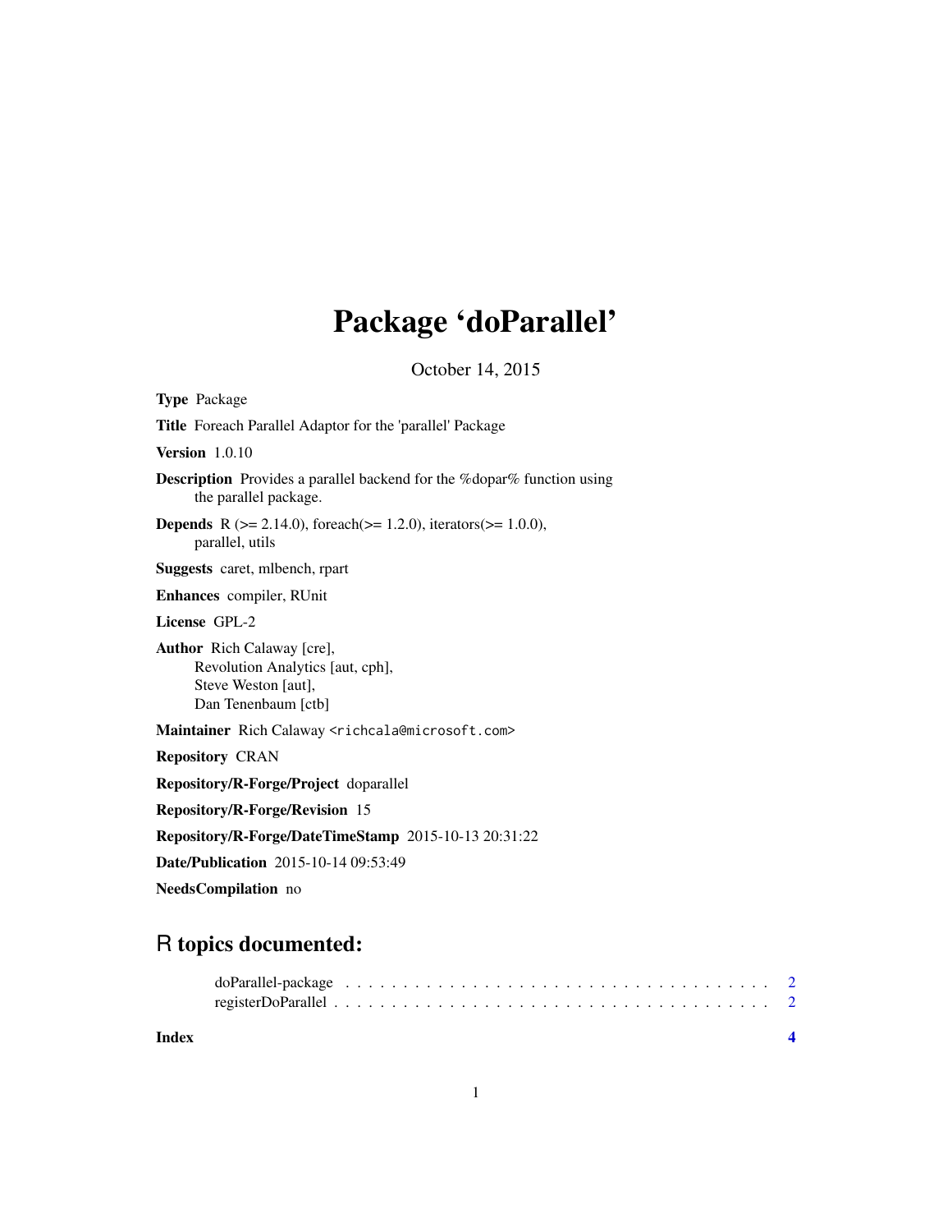# Package 'doParallel'

October 14, 2015

**Type** Package

**Title** Foreach Parallel Adaptor for the 'parallel' Package

**Version** 1.0.10

**Description** Provides a parallel backend for the %dopar% function using the parallel package.

**Depends** R (>= 2.14.0), foreach(>= 1.2.0), iterators(>= 1.0.0), parallel, utils

**Suggests** caret, mlbench, rpart

**Enhances** compiler, RUnit

**License** GPL-2

**Author** Rich Calaway [cre],
Revolution Analytics [aut, cph],
Steve Weston [aut],
Dan Tenenbaum [ctb]

**Maintainer** Rich Calaway <richcala@microsoft.com>

**Repository** CRAN

**Repository/R-Forge/Project** doparallel

**Repository/R-Forge/Revision** 15

**Repository/R-Forge/DateTimeStamp** 2015-10-13 20:31:22

**Date/Publication** 2015-10-14 09:53:49

**NeedsCompilation** no

## R topics documented:

doParallel-package . . . . . . . . . . . . . . . . . . . . . . . . . . . . . . . . . . . . 2
registerDoParallel . . . . . . . . . . . . . . . . . . . . . . . . . . . . . . . . . . . . 2

**Index** **4**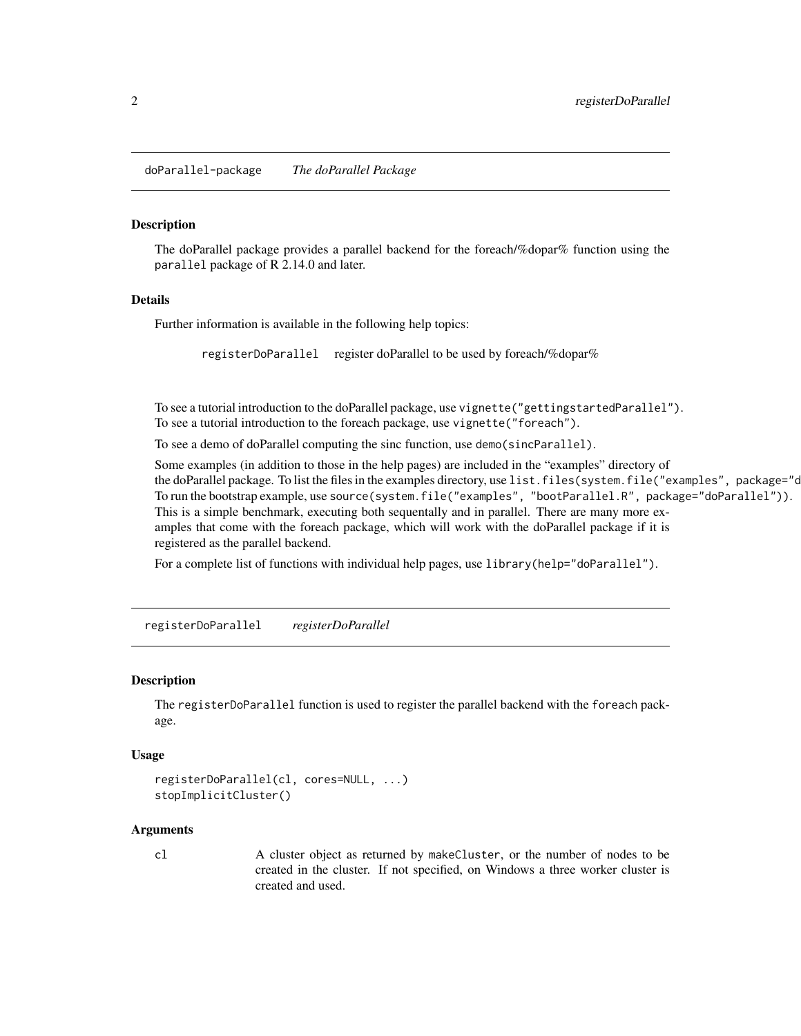## doParallel-package *The doParallel Package*

### Description

The doParallel package provides a parallel backend for the foreach/%dopar% function using the `parallel` package of R 2.14.0 and later.

### Details

Further information is available in the following help topics:

| | |
|---|---|
| `registerDoParallel` | register doParallel to be used by foreach/%dopar% |

To see a tutorial introduction to the doParallel package, use `vignette("gettingstartedParallel")`. To see a tutorial introduction to the foreach package, use `vignette("foreach")`.

To see a demo of doParallel computing the sinc function, use `demo(sincParallel)`.

Some examples (in addition to those in the help pages) are included in the "examples" directory of the doParallel package. To list the files in the examples directory, use `list.files(system.file("examples", package="d` To run the bootstrap example, use `source(system.file("examples", "bootParallel.R", package="doParallel"))`. This is a simple benchmark, executing both sequentally and in parallel. There are many more examples that come with the foreach package, which will work with the doParallel package if it is registered as the parallel backend.

For a complete list of functions with individual help pages, use `library(help="doParallel")`.

## registerDoParallel *registerDoParallel*

### Description

The `registerDoParallel` function is used to register the parallel backend with the `foreach` package.

### Usage

```
registerDoParallel(cl, cores=NULL, ...)
stopImplicitCluster()
```

### Arguments

| | |
|---|---|
| `cl` | A cluster object as returned by `makeCluster`, or the number of nodes to be created in the cluster. If not specified, on Windows a three worker cluster is created and used. |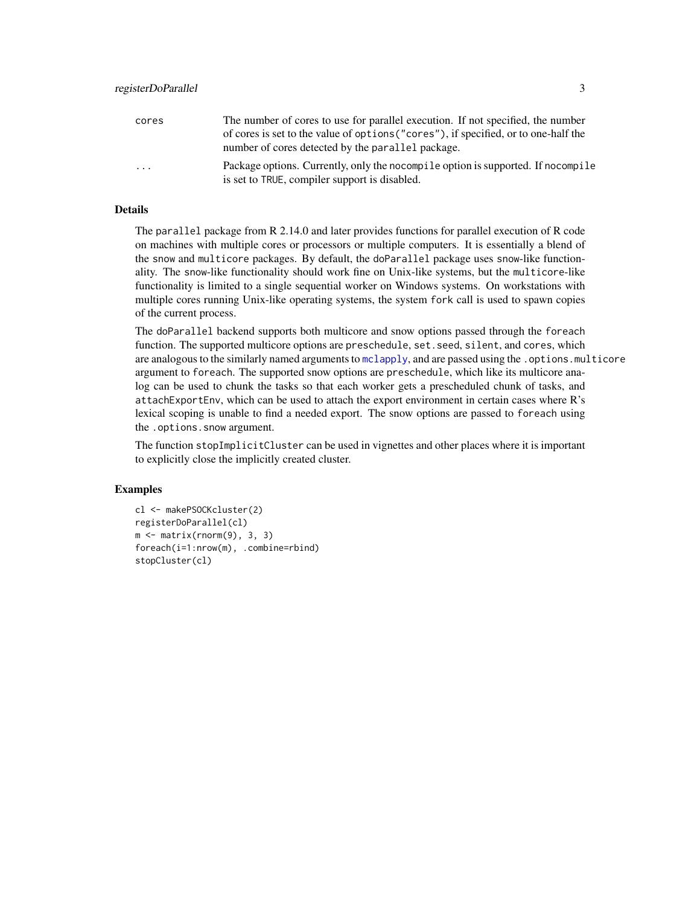| | |
|---|---|
| cores | The number of cores to use for parallel execution. If not specified, the number of cores is set to the value of options("cores"), if specified, or to one-half the number of cores detected by the parallel package. |
| ... | Package options. Currently, only the nocompile option is supported. If nocompile is set to TRUE, compiler support is disabled. |

## Details

The parallel package from R 2.14.0 and later provides functions for parallel execution of R code on machines with multiple cores or processors or multiple computers. It is essentially a blend of the snow and multicore packages. By default, the doParallel package uses snow-like functionality. The snow-like functionality should work fine on Unix-like systems, but the multicore-like functionality is limited to a single sequential worker on Windows systems. On workstations with multiple cores running Unix-like operating systems, the system fork call is used to spawn copies of the current process.

The doParallel backend supports both multicore and snow options passed through the foreach function. The supported multicore options are preschedule, set.seed, silent, and cores, which are analogous to the similarly named arguments to mclapply, and are passed using the .options.multicore argument to foreach. The supported snow options are preschedule, which like its multicore analog can be used to chunk the tasks so that each worker gets a prescheduled chunk of tasks, and attachExportEnv, which can be used to attach the export environment in certain cases where R's lexical scoping is unable to find a needed export. The snow options are passed to foreach using the .options.snow argument.

The function stopImplicitCluster can be used in vignettes and other places where it is important to explicitly close the implicitly created cluster.

## Examples

```
cl <- makePSOCKcluster(2)
registerDoParallel(cl)
m <- matrix(rnorm(9), 3, 3)
foreach(i=1:nrow(m), .combine=rbind)
stopCluster(cl)
```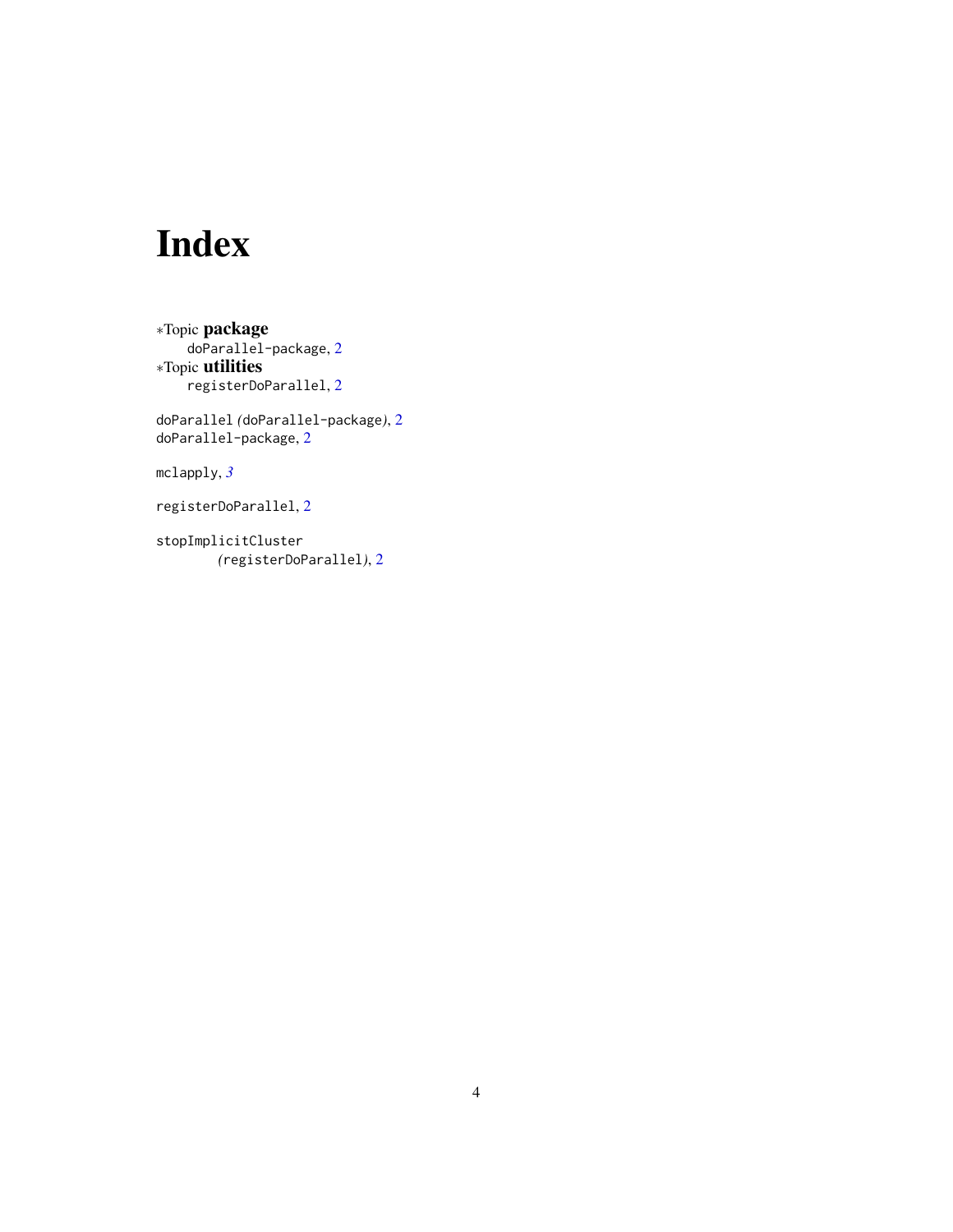# Index

∗Topic **package**
    doParallel-package, 2
∗Topic **utilities**
    registerDoParallel, 2

doParallel *(*doParallel-package*)*, 2
doParallel-package, 2

mclapply, *3*

registerDoParallel, 2

stopImplicitCluster
        *(*registerDoParallel*)*, 2